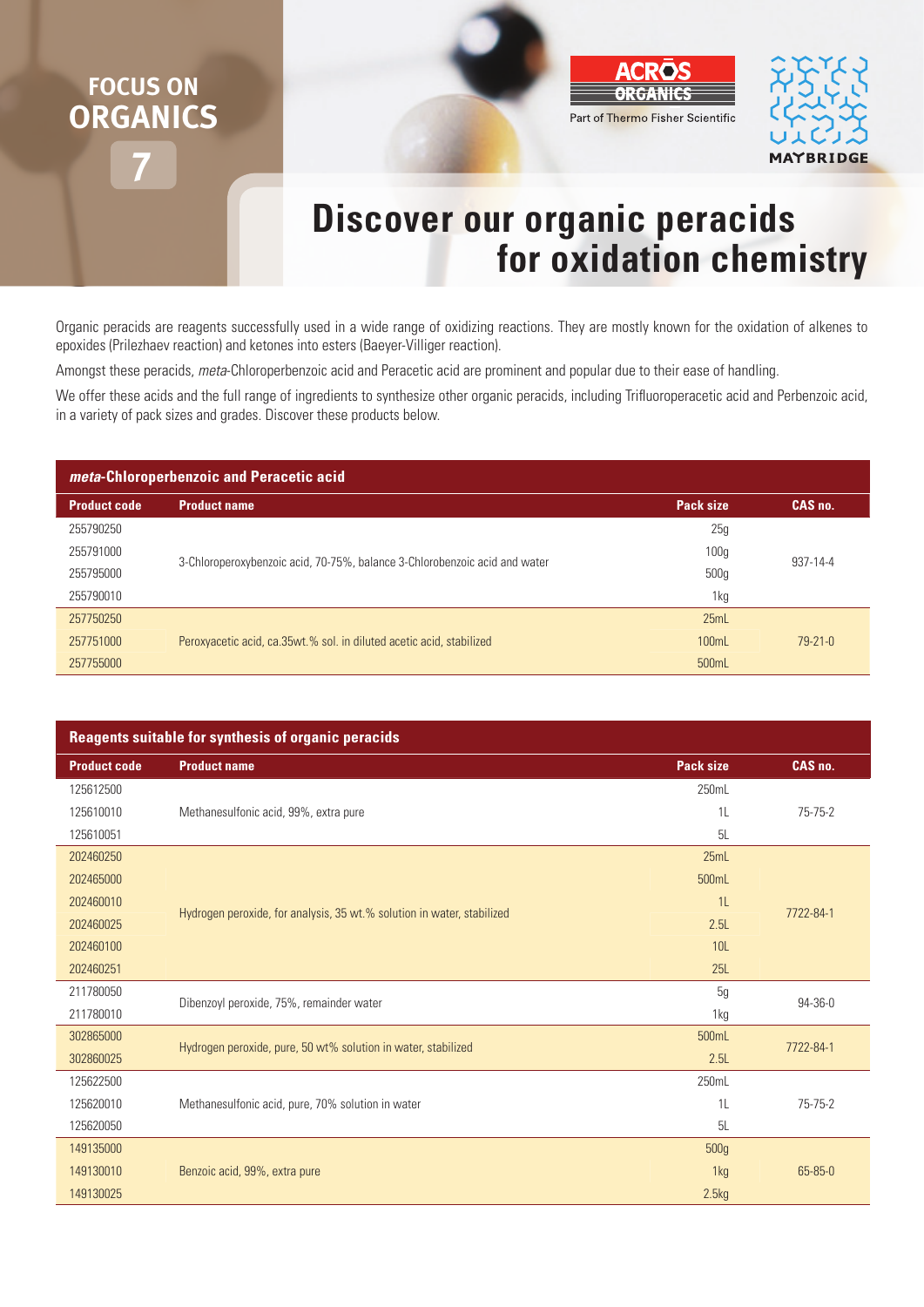FOCUS ON
ORGANICS
7

ACROS ORGANICS
Part of Thermo Fisher Scientific

MAYBRIDGE

# Discover our organic peracids for oxidation chemistry

Organic peracids are reagents successfully used in a wide range of oxidizing reactions. They are mostly known for the oxidation of alkenes to epoxides (Prilezhaev reaction) and ketones into esters (Baeyer-Villiger reaction).

Amongst these peracids, *meta*-Chloroperbenzoic acid and Peracetic acid are prominent and popular due to their ease of handling.

We offer these acids and the full range of ingredients to synthesize other organic peracids, including Trifluoroperacetic acid and Perbenzoic acid, in a variety of pack sizes and grades. Discover these products below.

## *meta*-Chloroperbenzoic and Peracetic acid

| Product code | Product name | Pack size | CAS no. |
|---|---|---|---|
| 255790250 | 3-Chloroperoxybenzoic acid, 70-75%, balance 3-Chlorobenzoic acid and water | 25g | 937-14-4 |
| 255791000 | | 100g | |
| 255795000 | | 500g | |
| 255790010 | | 1kg | |
| 257750250 | Peroxyacetic acid, ca.35wt.% sol. in diluted acetic acid, stabilized | 25mL | 79-21-0 |
| 257751000 | | 100mL | |
| 257755000 | | 500mL | |

## Reagents suitable for synthesis of organic peracids

| Product code | Product name | Pack size | CAS no. |
|---|---|---|---|
| 125612500 | Methanesulfonic acid, 99%, extra pure | 250mL | 75-75-2 |
| 125610010 | | 1L | |
| 125610051 | | 5L | |
| 202460250 | Hydrogen peroxide, for analysis, 35 wt.% solution in water, stabilized | 25mL | 7722-84-1 |
| 202465000 | | 500mL | |
| 202460010 | | 1L | |
| 202460025 | | 2.5L | |
| 202460100 | | 10L | |
| 202460251 | | 25L | |
| 211780050 | Dibenzoyl peroxide, 75%, remainder water | 5g | 94-36-0 |
| 211780010 | | 1kg | |
| 302865000 | Hydrogen peroxide, pure, 50 wt% solution in water, stabilized | 500mL | 7722-84-1 |
| 302860025 | | 2.5L | |
| 125622500 | Methanesulfonic acid, pure, 70% solution in water | 250mL | 75-75-2 |
| 125620010 | | 1L | |
| 125620050 | | 5L | |
| 149135000 | Benzoic acid, 99%, extra pure | 500g | 65-85-0 |
| 149130010 | | 1kg | |
| 149130025 | | 2.5kg | |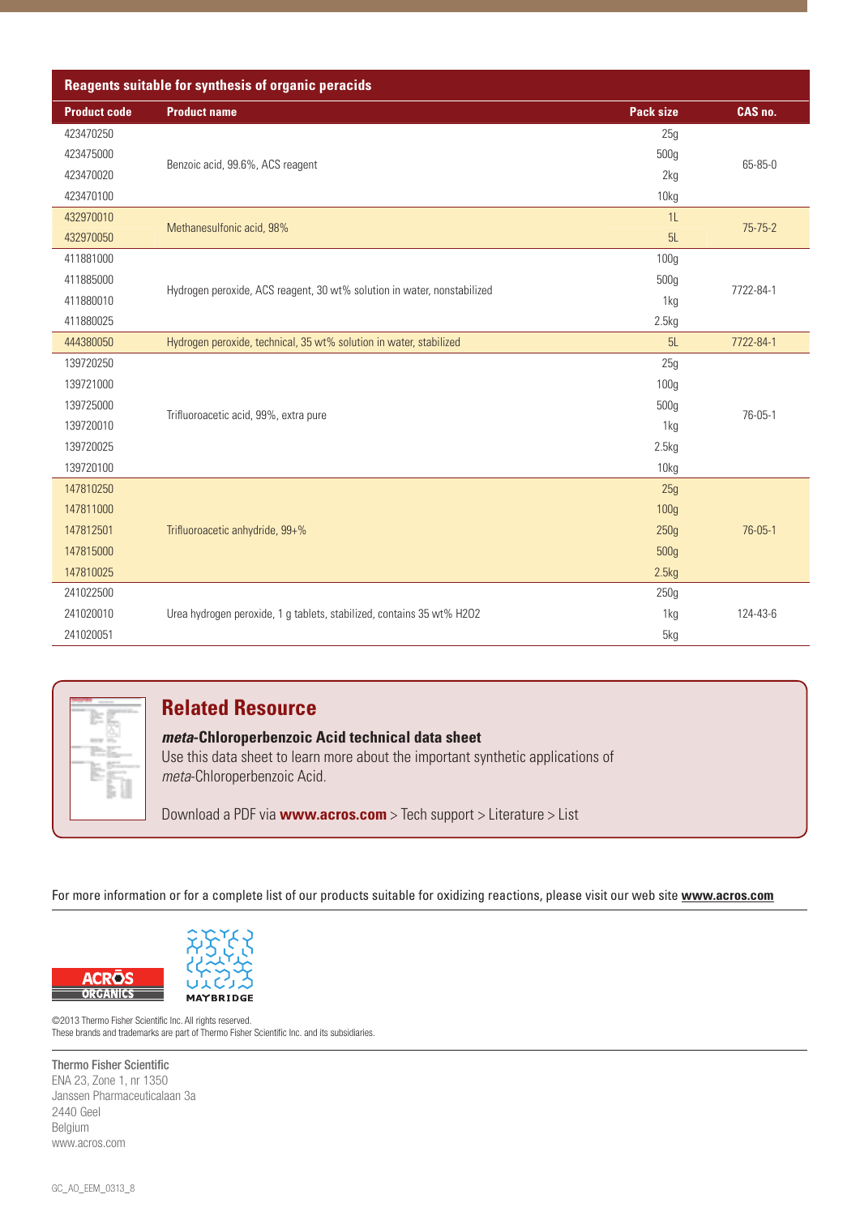## Reagents suitable for synthesis of organic peracids

| Product code | Product name | Pack size | CAS no. |
|---|---|---|---|
| 423470250 | Benzoic acid, 99.6%, ACS reagent | 25g | 65-85-0 |
| 423475000 | | 500g | |
| 423470020 | | 2kg | |
| 423470100 | | 10kg | |
| 432970010 | Methanesulfonic acid, 98% | 1L | 75-75-2 |
| 432970050 | | 5L | |
| 411881000 | Hydrogen peroxide, ACS reagent, 30 wt% solution in water, nonstabilized | 100g | 7722-84-1 |
| 411885000 | | 500g | |
| 411880010 | | 1kg | |
| 411880025 | | 2.5kg | |
| 444380050 | Hydrogen peroxide, technical, 35 wt% solution in water, stabilized | 5L | 7722-84-1 |
| 139720250 | Trifluoroacetic acid, 99%, extra pure | 25g | 76-05-1 |
| 139721000 | | 100g | |
| 139725000 | | 500g | |
| 139720010 | | 1kg | |
| 139720025 | | 2.5kg | |
| 139720100 | | 10kg | |
| 147810250 | Trifluoroacetic anhydride, 99+% | 25g | 76-05-1 |
| 147811000 | | 100g | |
| 147812501 | | 250g | |
| 147815000 | | 500g | |
| 147810025 | | 2.5kg | |
| 241022500 | Urea hydrogen peroxide, 1 g tablets, stabilized, contains 35 wt% H2O2 | 250g | 124-43-6 |
| 241020010 | | 1kg | |
| 241020051 | | 5kg | |

## Related Resource

***meta*-Chloroperbenzoic Acid technical data sheet**

Use this data sheet to learn more about the important synthetic applications of *meta*-Chloroperbenzoic Acid.

Download a PDF via **www.acros.com** > Tech support > Literature > List

For more information or for a complete list of our products suitable for oxidizing reactions, please visit our web site **www.acros.com**

ACROS ORGANICS

MAYBRIDGE

©2013 Thermo Fisher Scientific Inc. All rights reserved.
These brands and trademarks are part of Thermo Fisher Scientific Inc. and its subsidiaries.

Thermo Fisher Scientific
ENA 23, Zone 1, nr 1350
Janssen Pharmaceuticalaan 3a
2440 Geel
Belgium
www.acros.com

GC_AO_EEM_0313_8